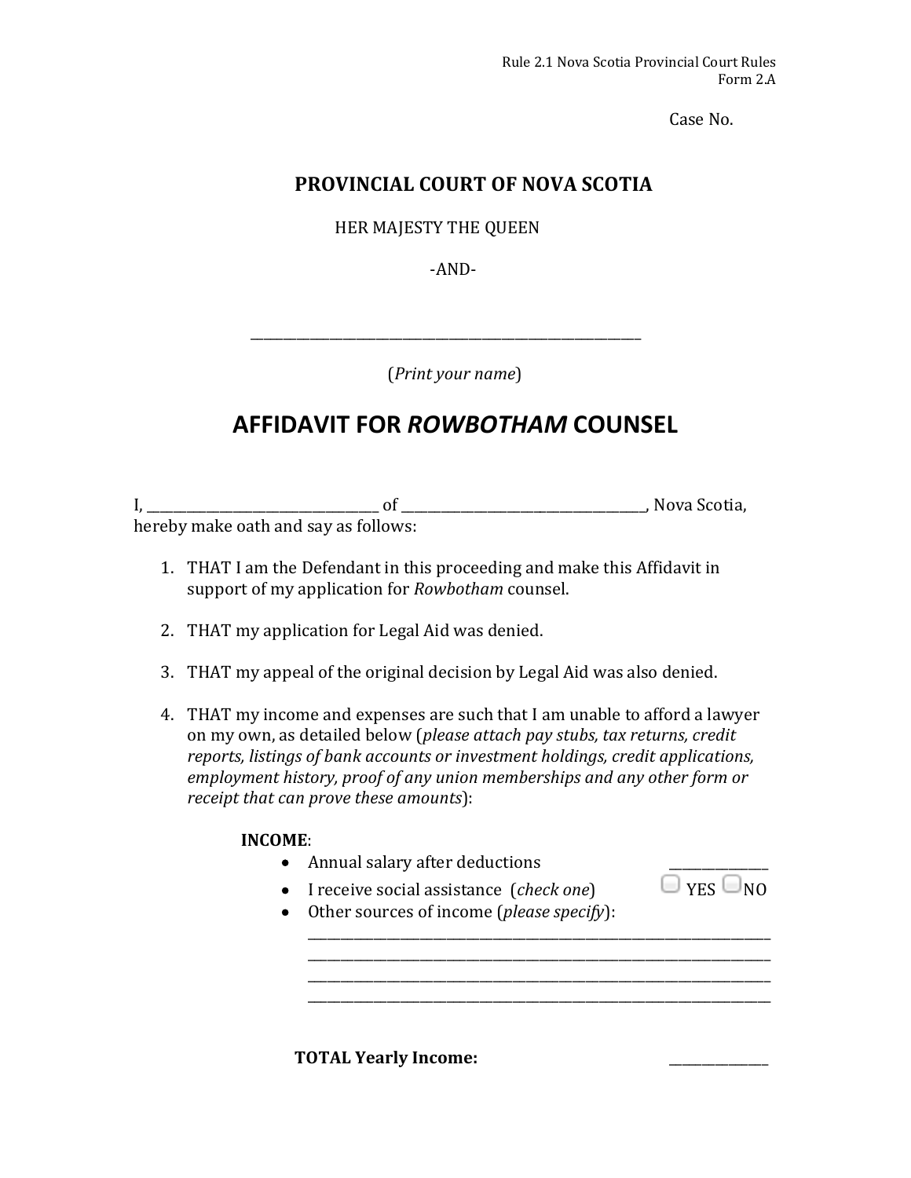Rule 2.1 Nova Scotia Provincial Court Rules
Form 2.A

Case No.

# PROVINCIAL COURT OF NOVA SCOTIA

HER MAJESTY THE QUEEN

-AND-

______________________________________________________

(*Print your name*)

# AFFIDAVIT FOR *ROWBOTHAM* COUNSEL

I, ________________________________ of __________________________________, Nova Scotia, hereby make oath and say as follows:

1. THAT I am the Defendant in this proceeding and make this Affidavit in support of my application for *Rowbotham* counsel.

2. THAT my application for Legal Aid was denied.

3. THAT my appeal of the original decision by Legal Aid was also denied.

4. THAT my income and expenses are such that I am unable to afford a lawyer on my own, as detailed below (*please attach pay stubs, tax returns, credit reports, listings of bank accounts or investment holdings, credit applications, employment history, proof of any union memberships and any other form or receipt that can prove these amounts*):

**INCOME**:

- Annual salary after deductions _____________
- I receive social assistance (*check one*) ☐ YES ☐ NO
- Other sources of income (*please specify*):
  _________________________________________________________________
  _________________________________________________________________
  _________________________________________________________________
  _________________________________________________________________

**TOTAL Yearly Income:** _____________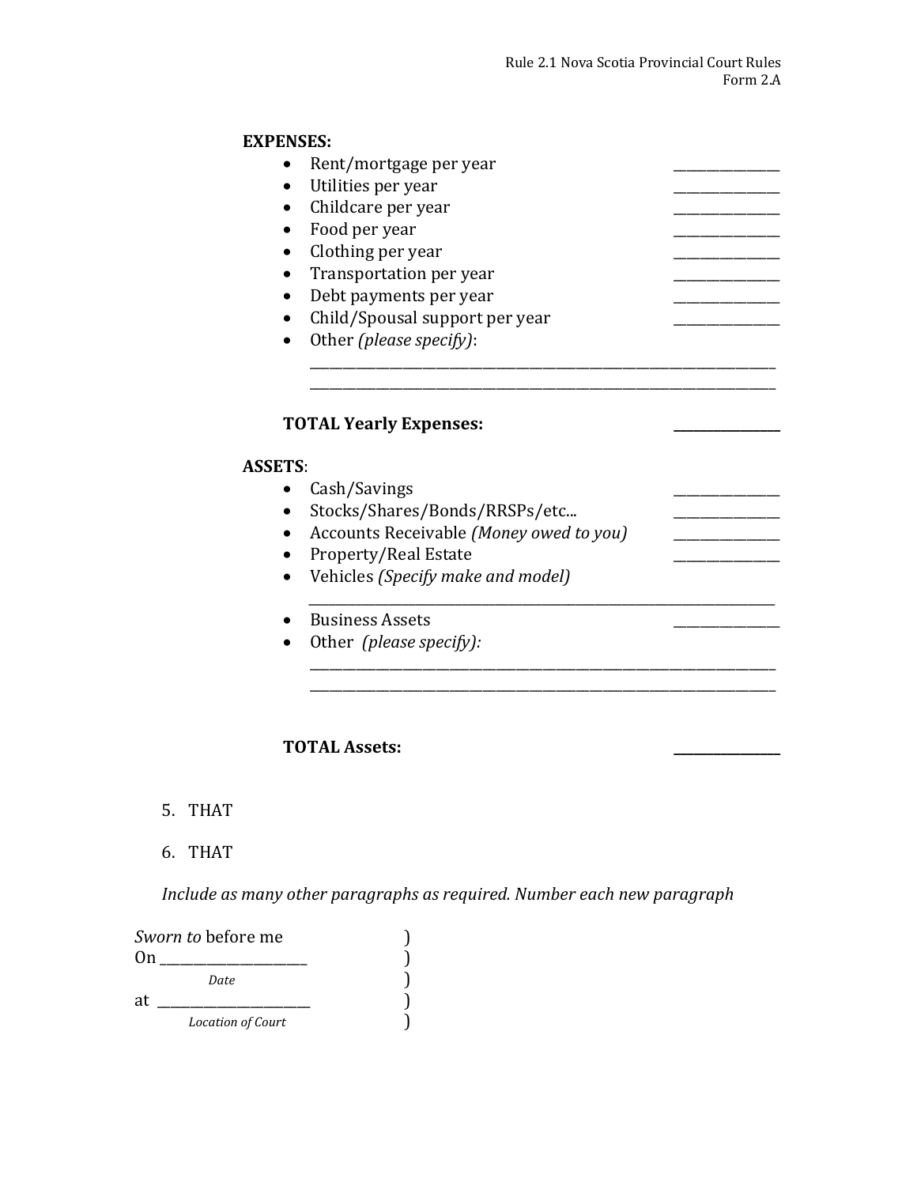**EXPENSES:**

- Rent/mortgage per year ______________
- Utilities per year ______________
- Childcare per year ______________
- Food per year ______________
- Clothing per year ______________
- Transportation per year ______________
- Debt payments per year ______________
- Child/Spousal support per year ______________
- Other *(please specify)*:

  ______________________________________________________________

  ______________________________________________________________

**TOTAL Yearly Expenses:** ______________

**ASSETS**:

- Cash/Savings ______________
- Stocks/Shares/Bonds/RRSPs/etc... ______________
- Accounts Receivable *(Money owed to you)* ______________
- Property/Real Estate ______________
- Vehicles *(Specify make and model)*

  ______________________________________________________________

- Business Assets ______________
- Other *(please specify):*

  ______________________________________________________________

  ______________________________________________________________

**TOTAL Assets:** ______________

5. THAT

6. THAT

*Include as many other paragraphs as required. Number each new paragraph*

*Sworn to* before me )
On ____________________ )
*Date* )
at ____________________ )
*Location of Court* )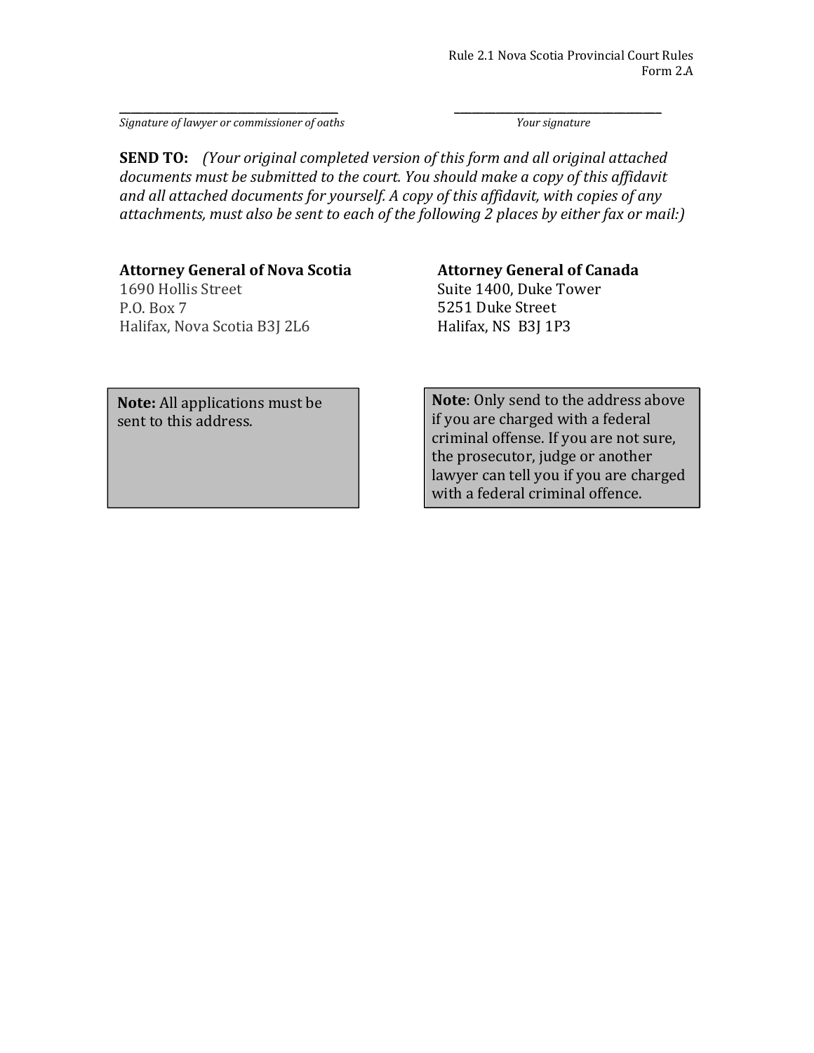______________________________ ______________________________

*Signature of lawyer or commissioner of oaths* *Your signature*

**SEND TO:** *(Your original completed version of this form and all original attached documents must be submitted to the court. You should make a copy of this affidavit and all attached documents for yourself. A copy of this affidavit, with copies of any attachments, must also be sent to each of the following 2 places by either fax or mail:)*

**Attorney General of Nova Scotia**
1690 Hollis Street
P.O. Box 7
Halifax, Nova Scotia B3J 2L6

**Note:** All applications must be sent to this address.

**Attorney General of Canada**
Suite 1400, Duke Tower
5251 Duke Street
Halifax, NS B3J 1P3

**Note**: Only send to the address above if you are charged with a federal criminal offense. If you are not sure, the prosecutor, judge or another lawyer can tell you if you are charged with a federal criminal offence.